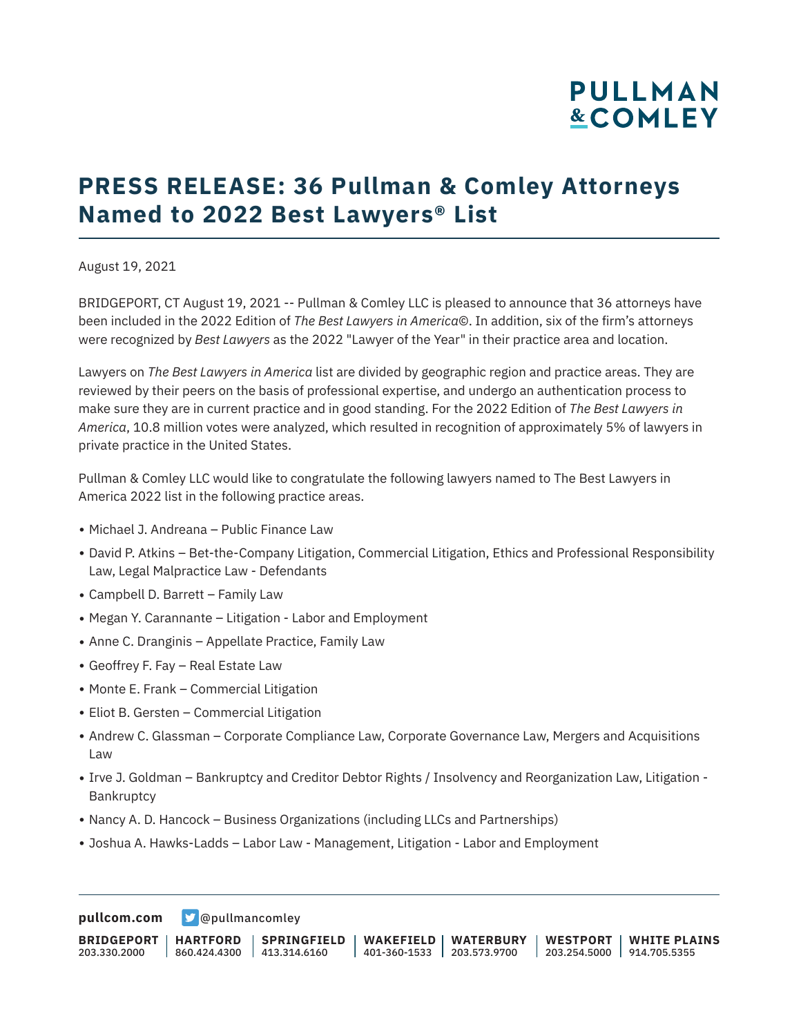# PRESS RELEASE: 36 Pullman & Comley Attorneys Named to 2022 Best Lawyers® List

August 19, 2021

BRIDGEPORT, CT August 19, 2021 -- Pullman & Comley LLC is pleased to announce that 36 attorneys have been included in the 2022 Edition of *The Best Lawyers in America©*. In addition, six of the firm's attorneys were recognized by *Best Lawyers* as the 2022 "Lawyer of the Year" in their practice area and location.

Lawyers on *The Best Lawyers in America* list are divided by geographic region and practice areas. They are reviewed by their peers on the basis of professional expertise, and undergo an authentication process to make sure they are in current practice and in good standing. For the 2022 Edition of *The Best Lawyers in America*, 10.8 million votes were analyzed, which resulted in recognition of approximately 5% of lawyers in private practice in the United States.

Pullman & Comley LLC would like to congratulate the following lawyers named to The Best Lawyers in America 2022 list in the following practice areas.

- Michael J. Andreana – Public Finance Law
- David P. Atkins – Bet-the-Company Litigation, Commercial Litigation, Ethics and Professional Responsibility Law, Legal Malpractice Law - Defendants
- Campbell D. Barrett – Family Law
- Megan Y. Carannante – Litigation - Labor and Employment
- Anne C. Dranginis – Appellate Practice, Family Law
- Geoffrey F. Fay – Real Estate Law
- Monte E. Frank – Commercial Litigation
- Eliot B. Gersten – Commercial Litigation
- Andrew C. Glassman – Corporate Compliance Law, Corporate Governance Law, Mergers and Acquisitions Law
- Irve J. Goldman – Bankruptcy and Creditor Debtor Rights / Insolvency and Reorganization Law, Litigation - Bankruptcy
- Nancy A. D. Hancock – Business Organizations (including LLCs and Partnerships)
- Joshua A. Hawks-Ladds – Labor Law - Management, Litigation - Labor and Employment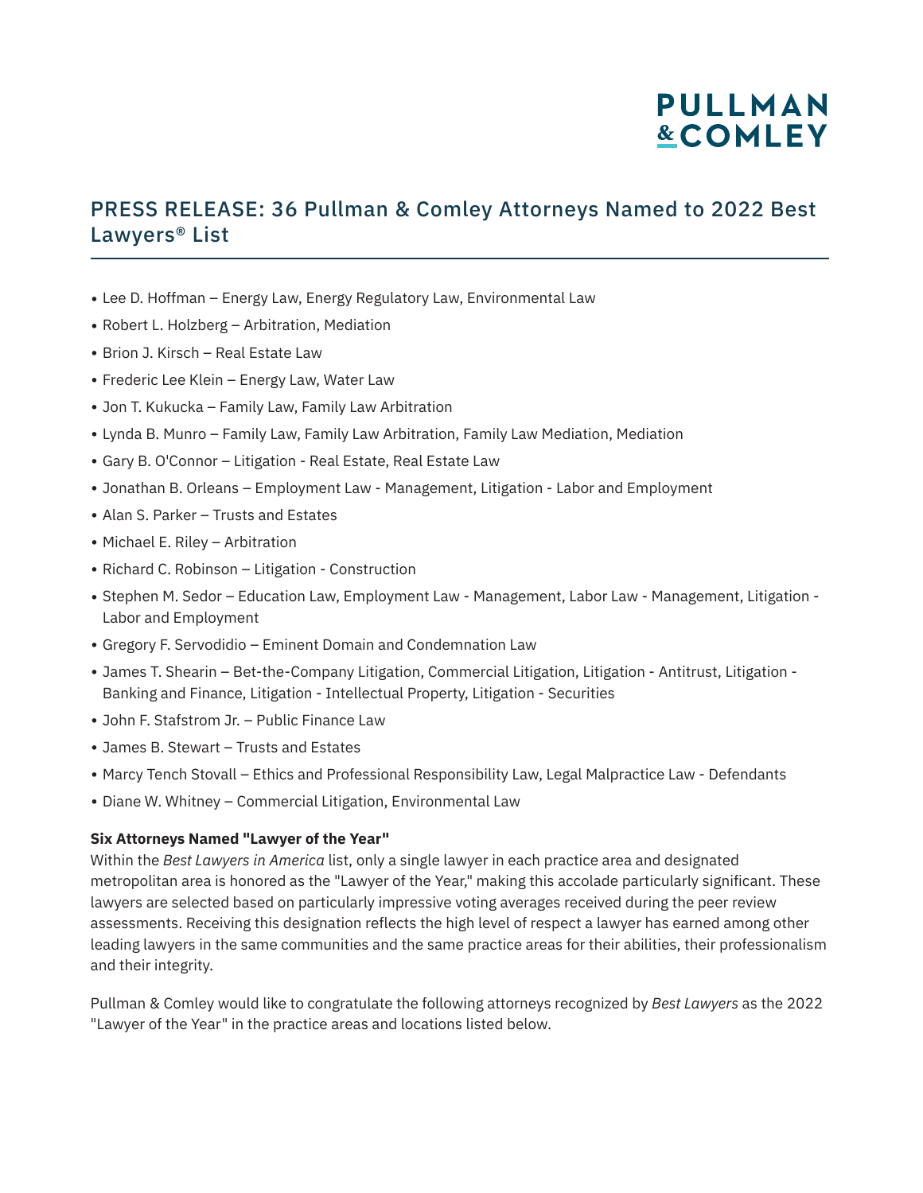- Lee D. Hoffman – Energy Law, Energy Regulatory Law, Environmental Law
- Robert L. Holzberg – Arbitration, Mediation
- Brion J. Kirsch – Real Estate Law
- Frederic Lee Klein – Energy Law, Water Law
- Jon T. Kukucka – Family Law, Family Law Arbitration
- Lynda B. Munro – Family Law, Family Law Arbitration, Family Law Mediation, Mediation
- Gary B. O'Connor – Litigation - Real Estate, Real Estate Law
- Jonathan B. Orleans – Employment Law - Management, Litigation - Labor and Employment
- Alan S. Parker – Trusts and Estates
- Michael E. Riley – Arbitration
- Richard C. Robinson – Litigation - Construction
- Stephen M. Sedor – Education Law, Employment Law - Management, Labor Law - Management, Litigation - Labor and Employment
- Gregory F. Servodidio – Eminent Domain and Condemnation Law
- James T. Shearin – Bet-the-Company Litigation, Commercial Litigation, Litigation - Antitrust, Litigation - Banking and Finance, Litigation - Intellectual Property, Litigation - Securities
- John F. Stafstrom Jr. – Public Finance Law
- James B. Stewart – Trusts and Estates
- Marcy Tench Stovall – Ethics and Professional Responsibility Law, Legal Malpractice Law - Defendants
- Diane W. Whitney – Commercial Litigation, Environmental Law

**Six Attorneys Named "Lawyer of the Year"**

Within the *Best Lawyers in America* list, only a single lawyer in each practice area and designated metropolitan area is honored as the "Lawyer of the Year," making this accolade particularly significant. These lawyers are selected based on particularly impressive voting averages received during the peer review assessments. Receiving this designation reflects the high level of respect a lawyer has earned among other leading lawyers in the same communities and the same practice areas for their abilities, their professionalism and their integrity.

Pullman & Comley would like to congratulate the following attorneys recognized by *Best Lawyers* as the 2022 "Lawyer of the Year" in the practice areas and locations listed below.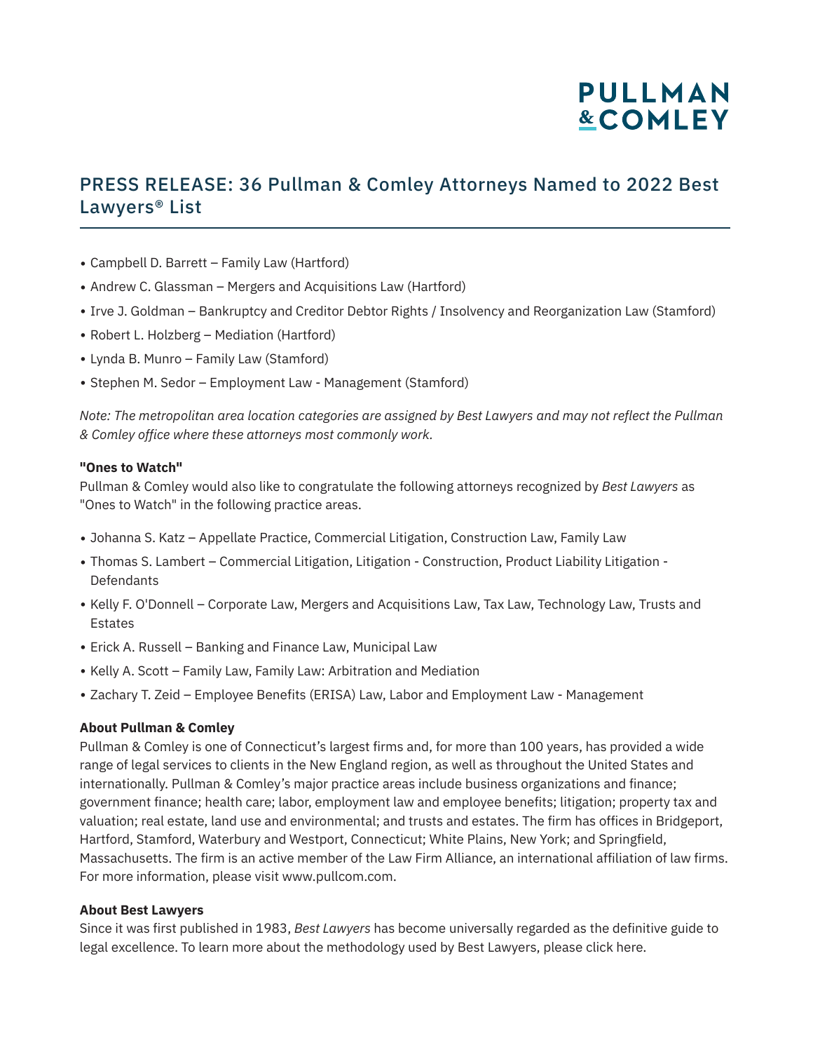# PRESS RELEASE: 36 Pullman & Comley Attorneys Named to 2022 Best Lawyers® List

- Campbell D. Barrett – Family Law (Hartford)
- Andrew C. Glassman – Mergers and Acquisitions Law (Hartford)
- Irve J. Goldman – Bankruptcy and Creditor Debtor Rights / Insolvency and Reorganization Law (Stamford)
- Robert L. Holzberg – Mediation (Hartford)
- Lynda B. Munro – Family Law (Stamford)
- Stephen M. Sedor – Employment Law - Management (Stamford)

*Note: The metropolitan area location categories are assigned by Best Lawyers and may not reflect the Pullman & Comley office where these attorneys most commonly work.*

**"Ones to Watch"**

Pullman & Comley would also like to congratulate the following attorneys recognized by *Best Lawyers* as "Ones to Watch" in the following practice areas.

- Johanna S. Katz – Appellate Practice, Commercial Litigation, Construction Law, Family Law
- Thomas S. Lambert – Commercial Litigation, Litigation - Construction, Product Liability Litigation - Defendants
- Kelly F. O'Donnell – Corporate Law, Mergers and Acquisitions Law, Tax Law, Technology Law, Trusts and Estates
- Erick A. Russell – Banking and Finance Law, Municipal Law
- Kelly A. Scott – Family Law, Family Law: Arbitration and Mediation
- Zachary T. Zeid – Employee Benefits (ERISA) Law, Labor and Employment Law - Management

**About Pullman & Comley**

Pullman & Comley is one of Connecticut's largest firms and, for more than 100 years, has provided a wide range of legal services to clients in the New England region, as well as throughout the United States and internationally. Pullman & Comley's major practice areas include business organizations and finance; government finance; health care; labor, employment law and employee benefits; litigation; property tax and valuation; real estate, land use and environmental; and trusts and estates. The firm has offices in Bridgeport, Hartford, Stamford, Waterbury and Westport, Connecticut; White Plains, New York; and Springfield, Massachusetts. The firm is an active member of the Law Firm Alliance, an international affiliation of law firms. For more information, please visit www.pullcom.com.

**About Best Lawyers**

Since it was first published in 1983, *Best Lawyers* has become universally regarded as the definitive guide to legal excellence. To learn more about the methodology used by Best Lawyers, please click here.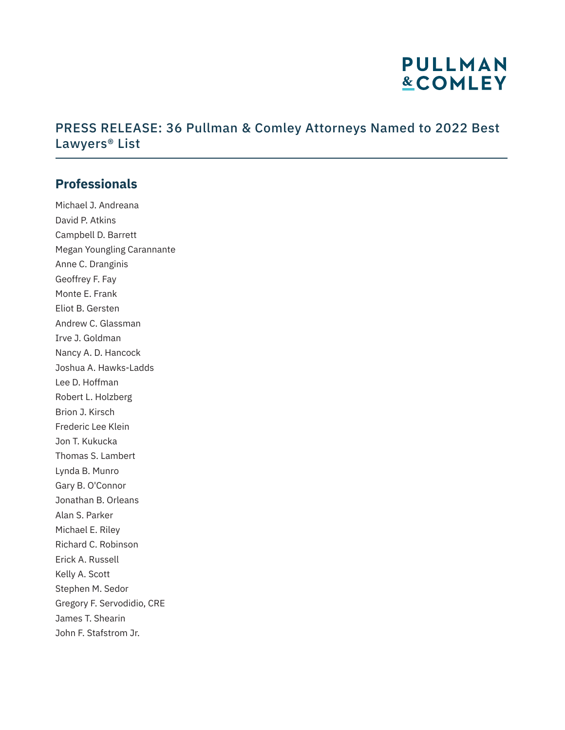# PRESS RELEASE: 36 Pullman & Comley Attorneys Named to 2022 Best Lawyers® List

## Professionals

Michael J. Andreana
David P. Atkins
Campbell D. Barrett
Megan Youngling Carannante
Anne C. Dranginis
Geoffrey F. Fay
Monte E. Frank
Eliot B. Gersten
Andrew C. Glassman
Irve J. Goldman
Nancy A. D. Hancock
Joshua A. Hawks-Ladds
Lee D. Hoffman
Robert L. Holzberg
Brion J. Kirsch
Frederic Lee Klein
Jon T. Kukucka
Thomas S. Lambert
Lynda B. Munro
Gary B. O'Connor
Jonathan B. Orleans
Alan S. Parker
Michael E. Riley
Richard C. Robinson
Erick A. Russell
Kelly A. Scott
Stephen M. Sedor
Gregory F. Servodidio, CRE
James T. Shearin
John F. Stafstrom Jr.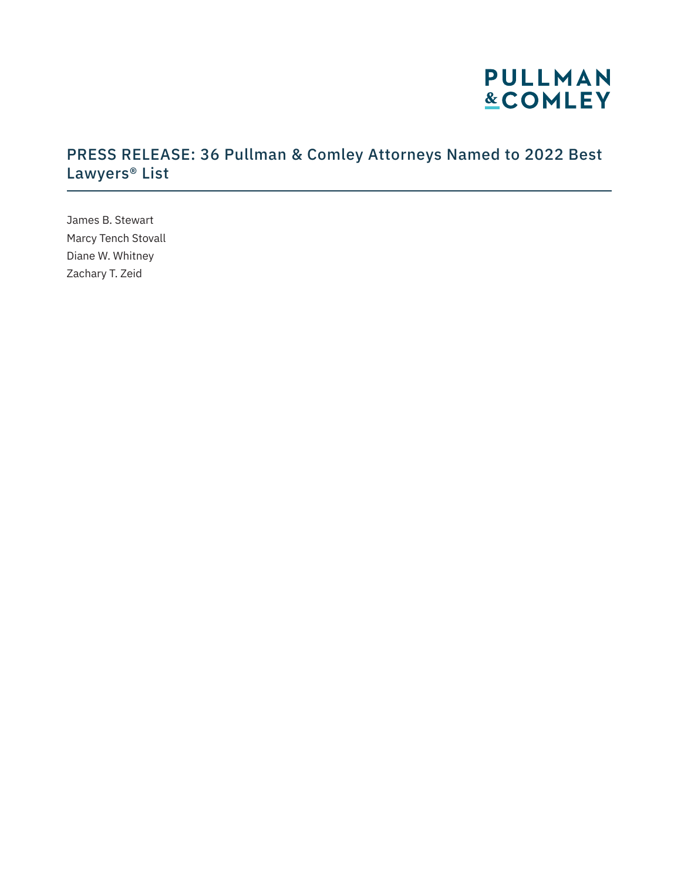# PRESS RELEASE: 36 Pullman & Comley Attorneys Named to 2022 Best Lawyers® List

James B. Stewart
Marcy Tench Stovall
Diane W. Whitney
Zachary T. Zeid